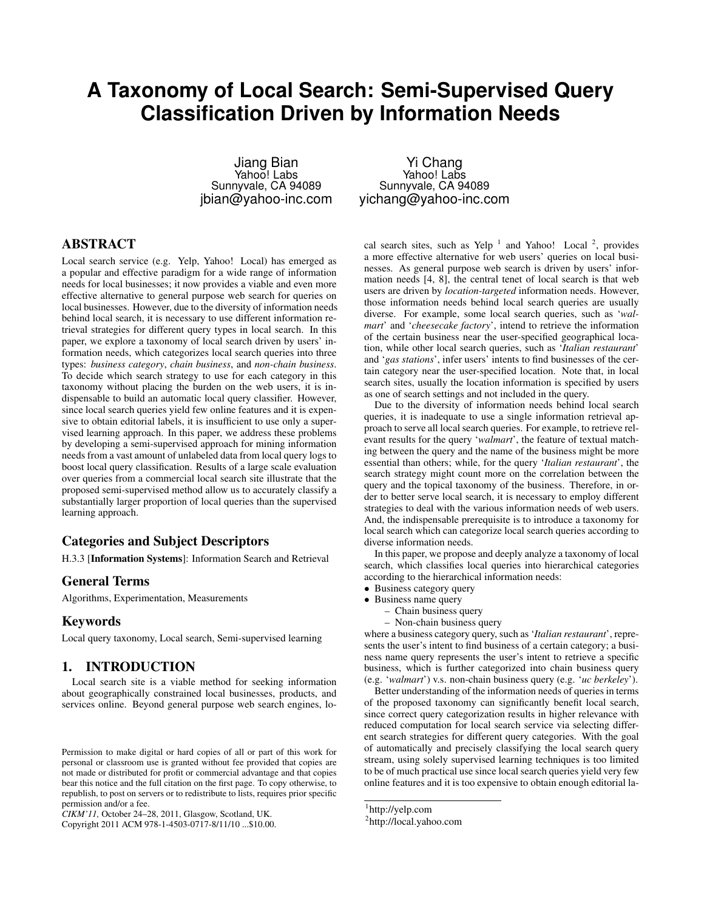# A Taxonomy of Local Search: Semi-Supervised Query Classification Driven by Information Needs

Jiang Bian
Yahoo! Labs
Sunnyvale, CA 94089
jbian@yahoo-inc.com

Yi Chang
Yahoo! Labs
Sunnyvale, CA 94089
yichang@yahoo-inc.com

## ABSTRACT

Local search service (e.g. Yelp, Yahoo! Local) has emerged as a popular and effective paradigm for a wide range of information needs for local businesses; it now provides a viable and even more effective alternative to general purpose web search for queries on local businesses. However, due to the diversity of information needs behind local search, it is necessary to use different information retrieval strategies for different query types in local search. In this paper, we explore a taxonomy of local search driven by users' information needs, which categorizes local search queries into three types: *business category*, *chain business*, and *non-chain business*. To decide which search strategy to use for each category in this taxonomy without placing the burden on the web users, it is indispensable to build an automatic local query classifier. However, since local search queries yield few online features and it is expensive to obtain editorial labels, it is insufficient to use only a supervised learning approach. In this paper, we address these problems by developing a semi-supervised approach for mining information needs from a vast amount of unlabeled data from local query logs to boost local query classification. Results of a large scale evaluation over queries from a commercial local search site illustrate that the proposed semi-supervised method allow us to accurately classify a substantially larger proportion of local queries than the supervised learning approach.

### Categories and Subject Descriptors

H.3.3 [**Information Systems**]: Information Search and Retrieval

### General Terms

Algorithms, Experimentation, Measurements

### Keywords

Local query taxonomy, Local search, Semi-supervised learning

## 1. INTRODUCTION

Local search site is a viable method for seeking information about geographically constrained local businesses, products, and services online. Beyond general purpose web search engines, local search sites, such as Yelp [1] and Yahoo! Local [2], provides a more effective alternative for web users' queries on local businesses. As general purpose web search is driven by users' information needs [4, 8], the central tenet of local search is that web users are driven by *location-targeted* information needs. However, those information needs behind local search queries are usually diverse. For example, some local search queries, such as '*walmart*' and '*cheesecake factory*', intend to retrieve the information of the certain business near the user-specified geographical location, while other local search queries, such as '*Italian restaurant*' and '*gas stations*', infer users' intents to find businesses of the certain category near the user-specified location. Note that, in local search sites, usually the location information is specified by users as one of search settings and not included in the query.

Due to the diversity of information needs behind local search queries, it is inadequate to use a single information retrieval approach to serve all local search queries. For example, to retrieve relevant results for the query '*walmart*', the feature of textual matching between the query and the name of the business might be more essential than others; while, for the query '*Italian restaurant*', the search strategy might count more on the correlation between the query and the topical taxonomy of the business. Therefore, in order to better serve local search, it is necessary to employ different strategies to deal with the various information needs of web users. And, the indispensable prerequisite is to introduce a taxonomy for local search which can categorize local search queries according to diverse information needs.

In this paper, we propose and deeply analyze a taxonomy of local search, which classifies local queries into hierarchical categories according to the hierarchical information needs:

- Business category query
- Business name query
  - Chain business query
  - Non-chain business query

where a business category query, such as '*Italian restaurant*', represents the user's intent to find business of a certain category; a business name query represents the user's intent to retrieve a specific business, which is further categorized into chain business query (e.g. '*walmart*') v.s. non-chain business query (e.g. '*uc berkeley*').

Better understanding of the information needs of queries in terms of the proposed taxonomy can significantly benefit local search, since correct query categorization results in higher relevance with reduced computation for local search service via selecting different search strategies for different query categories. With the goal of automatically and precisely classifying the local search query stream, using solely supervised learning techniques is too limited to be of much practical use since local search queries yield very few online features and it is too expensive to obtain enough editorial la-

[1] http://yelp.com

[2] http://local.yahoo.com

Permission to make digital or hard copies of all or part of this work for personal or classroom use is granted without fee provided that copies are not made or distributed for profit or commercial advantage and that copies bear this notice and the full citation on the first page. To copy otherwise, to republish, to post on servers or to redistribute to lists, requires prior specific permission and/or a fee.
*CIKM'11,* October 24–28, 2011, Glasgow, Scotland, UK.
Copyright 2011 ACM 978-1-4503-0717-8/11/10 ...$10.00.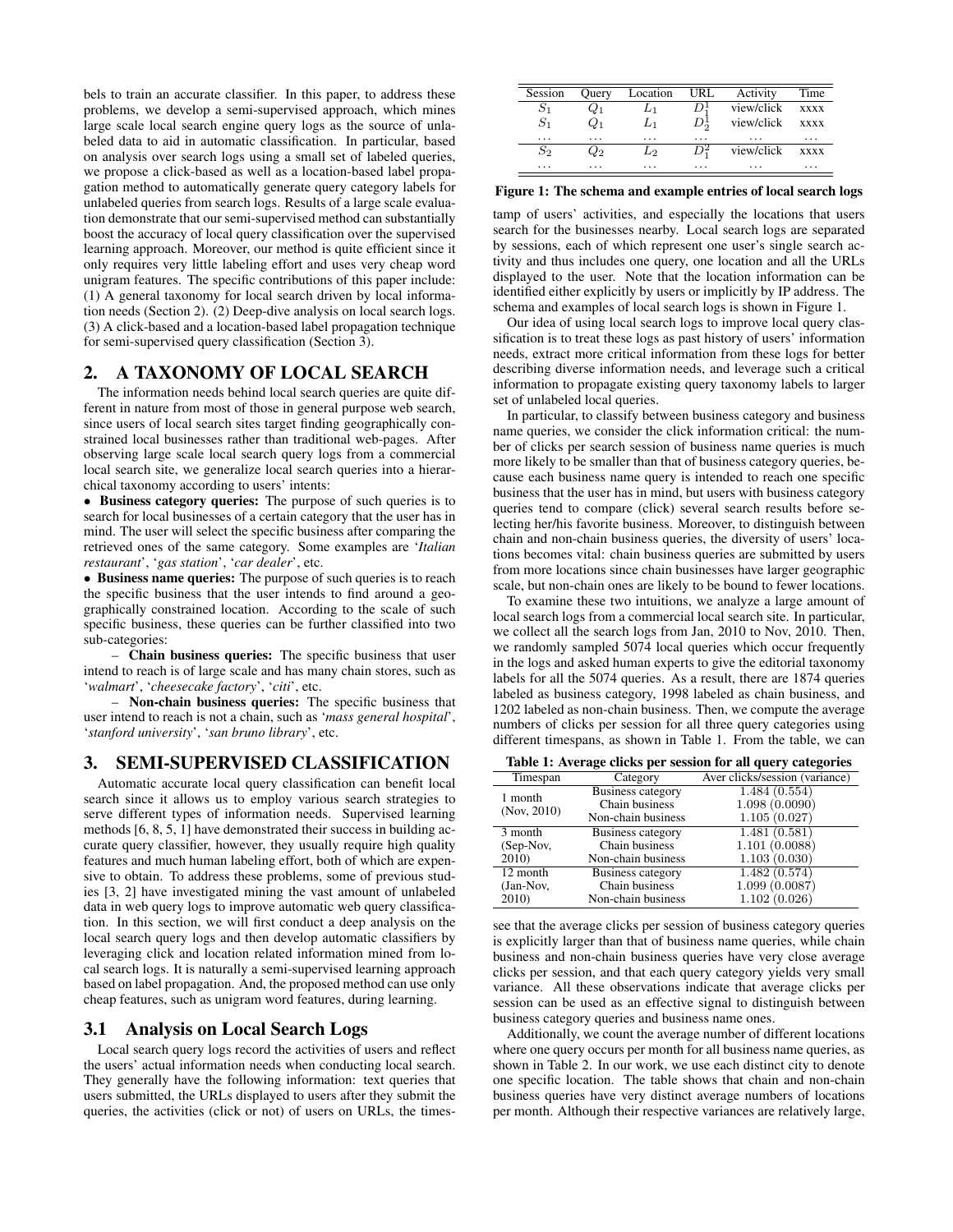bels to train an accurate classifier. In this paper, to address these problems, we develop a semi-supervised approach, which mines large scale local search engine query logs as the source of unlabeled data to aid in automatic classification. In particular, based on analysis over search logs using a small set of labeled queries, we propose a click-based as well as a location-based label propagation method to automatically generate query category labels for unlabeled queries from search logs. Results of a large scale evaluation demonstrate that our semi-supervised method can substantially boost the accuracy of local query classification over the supervised learning approach. Moreover, our method is quite efficient since it only requires very little labeling effort and uses very cheap word unigram features. The specific contributions of this paper include: (1) A general taxonomy for local search driven by local information needs (Section 2). (2) Deep-dive analysis on local search logs. (3) A click-based and a location-based label propagation technique for semi-supervised query classification (Section 3).

## 2. A TAXONOMY OF LOCAL SEARCH

The information needs behind local search queries are quite different in nature from most of those in general purpose web search, since users of local search sites target finding geographically constrained local businesses rather than traditional web-pages. After observing large scale local search query logs from a commercial local search site, we generalize local search queries into a hierarchical taxonomy according to users' intents:

- **Business category queries:** The purpose of such queries is to search for local businesses of a certain category that the user has in mind. The user will select the specific business after comparing the retrieved ones of the same category. Some examples are '*Italian restaurant*', '*gas station*', '*car dealer*', etc.
- **Business name queries:** The purpose of such queries is to reach the specific business that the user intends to find around a geographically constrained location. According to the scale of such specific business, these queries can be further classified into two sub-categories:
  - **Chain business queries:** The specific business that user intend to reach is of large scale and has many chain stores, such as '*walmart*', '*cheesecake factory*', '*citi*', etc.
  - **Non-chain business queries:** The specific business that user intent to reach is not a chain, such as '*mass general hospital*', '*stanford university*', '*san bruno library*', etc.

## 3. SEMI-SUPERVISED CLASSIFICATION

Automatic accurate local query classification can benefit local search since it allows us to employ various search strategies to serve different types of information needs. Supervised learning methods [6, 8, 5, 1] have demonstrated their success in building accurate query classifier, however, they usually require high quality features and much human labeling effort, both of which are expensive to obtain. To address these problems, some of previous studies [3, 2] have investigated mining the vast amount of unlabeled data in web query logs to improve automatic web query classification. In this section, we will first conduct a deep analysis on the local search query logs and then develop automatic classifiers by leveraging click and location related information mined from local search logs. It is naturally a semi-supervised learning approach based on label propagation. And, the proposed method can use only cheap features, such as unigram word features, during learning.

### 3.1 Analysis on Local Search Logs

Local search query logs record the activities of users and reflect the users' actual information needs when conducting local search. They generally have the following information: text queries that users submitted, the URLs displayed to users after they submit the queries, the activities (click or not) of users on URLs, the timestamp of users' activities, and especially the locations that users search for the businesses nearby. Local search logs are separated by sessions, each of which represent one user's single search activity and thus includes one query, one location and all the URLs displayed to the user. Note that the location information can be identified either explicitly by users or implicitly by IP address. The schema and examples of local search logs is shown in Figure 1.

| Session | Query | Location | URL | Activity | Time |
|---|---|---|---|---|---|
| $S_1$ | $Q_1$ | $L_1$ | $D_1^1$ | view/click | xxxx |
| $S_1$ | $Q_1$ | $L_1$ | $D_2^1$ | view/click | xxxx |
| ... | ... | ... | ... | ... | ... |
| $S_2$ | $Q_2$ | $L_2$ | $D_1^2$ | view/click | xxxx |
| ... | ... | ... | ... | ... | ... |

**Figure 1: The schema and example entries of local search logs**

Our idea of using local search logs to improve local query classification is to treat these logs as past history of users' information needs, extract more critical information from these logs for better describing diverse information needs, and leverage such a critical information to propagate existing query taxonomy labels to larger set of unlabeled local queries.

In particular, to classify between business category and business name queries, we consider the click information critical: the number of clicks per search session of business name queries is much more likely to be smaller than that of business category queries, because each business name query is intended to reach one specific business that the user has in mind, but users with business category queries tend to compare (click) several search results before selecting her/his favorite business. Moreover, to distinguish between chain and non-chain business queries, the diversity of users' locations becomes vital: chain business queries are submitted by users from more locations since chain businesses have larger geographic scale, but non-chain ones are likely to be bound to fewer locations.

To examine these two intuitions, we analyze a large amount of local search logs from a commercial local search site. In particular, we collect all the search logs from Jan, 2010 to Nov, 2010. Then, we randomly sampled 5074 local queries which occur frequently in the logs and asked human experts to give the editorial taxonomy labels for all the 5074 queries. As a result, there are 1874 queries labeled as business category, 1998 labeled as chain business, and 1202 labeled as non-chain business. Then, we compute the average numbers of clicks per session for all three query categories using different timespans, as shown in Table 1. From the table, we can see that the average clicks per session of business category queries is explicitly larger than that of business name queries, while chain business and non-chain business queries have very close average clicks per session, and that each query category yields very small variance. All these observations indicate that average clicks per session can be used as an effective signal to distinguish between business category queries and business name ones.

**Table 1: Average clicks per session for all query categories**

| Timespan | Category | Aver clicks/session (variance) |
|---|---|---|
| 1 month (Nov, 2010) | Business category | 1.484 (0.554) |
| | Chain business | 1.098 (0.0090) |
| | Non-chain business | 1.105 (0.027) |
| 3 month (Sep-Nov, 2010) | Business category | 1.481 (0.581) |
| | Chain business | 1.101 (0.0088) |
| | Non-chain business | 1.103 (0.030) |
| 12 month (Jan-Nov, 2010) | Business category | 1.482 (0.574) |
| | Chain business | 1.099 (0.0087) |
| | Non-chain business | 1.102 (0.026) |

Additionally, we count the average number of different locations where one query occurs per month for all business name queries, as shown in Table 2. In our work, we use each distinct city to denote one specific location. The table shows that chain and non-chain business queries have very distinct average numbers of locations per month. Although their respective variances are relatively large,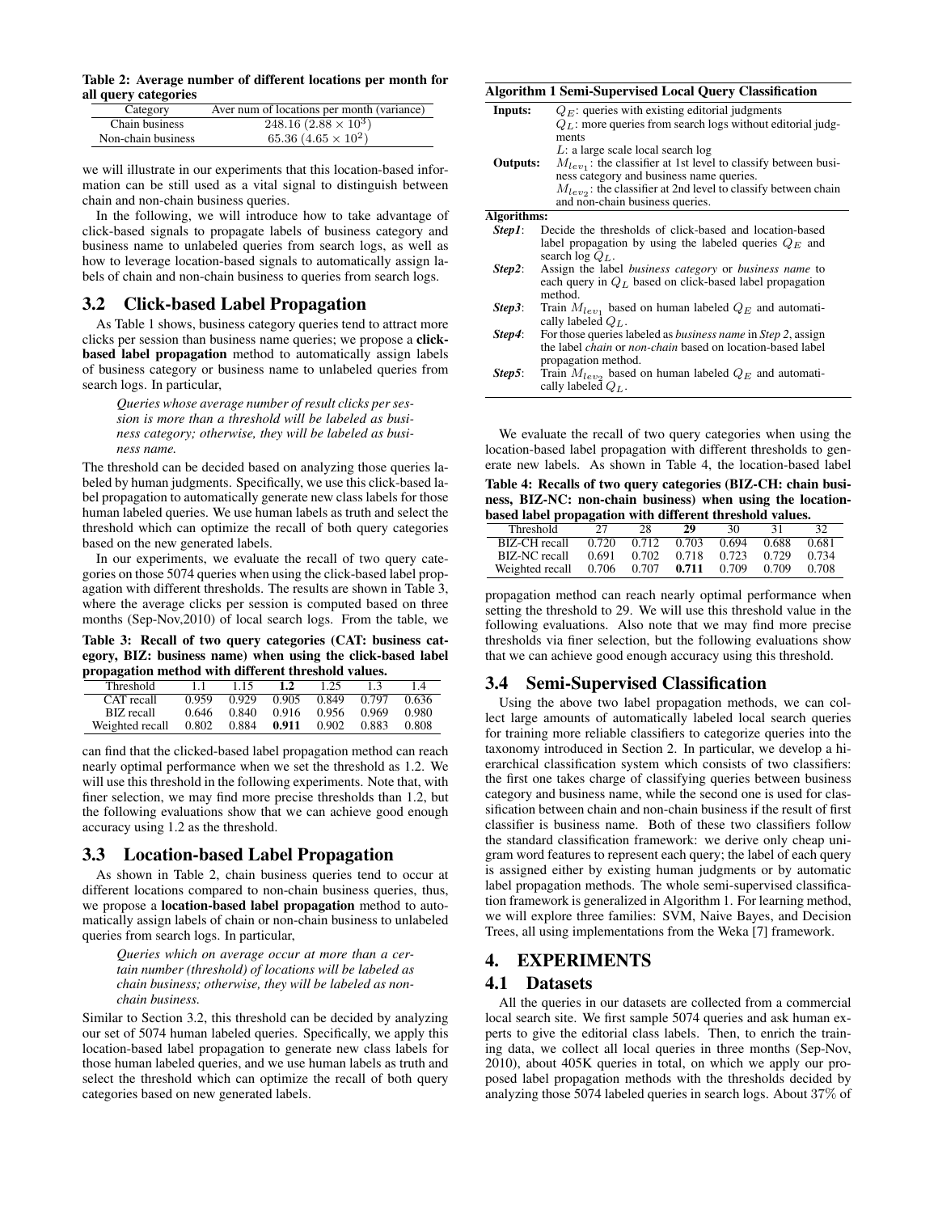**Table 2: Average number of different locations per month for all query categories**

| Category | Aver num of locations per month (variance) |
|---|---|
| Chain business | 248.16 ($2.88 \times 10^3$) |
| Non-chain business | 65.36 ($4.65 \times 10^2$) |

we will illustrate in our experiments that this location-based information can be still used as a vital signal to distinguish between chain and non-chain business queries.

In the following, we will introduce how to take advantage of click-based signals to propagate labels of business category and business name to unlabeled queries from search logs, as well as how to leverage location-based signals to automatically assign labels of chain and non-chain business to queries from search logs.

## 3.2 Click-based Label Propagation

As Table 1 shows, business category queries tend to attract more clicks per session than business name queries; we propose a **click-based label propagation** method to automatically assign labels of business category or business name to unlabeled queries from search logs. In particular,

> *Queries whose average number of result clicks per session is more than a threshold will be labeled as business category; otherwise, they will be labeled as business name.*

The threshold can be decided based on analyzing those queries labeled by human judgments. Specifically, we use this click-based label propagation to automatically generate new class labels for those human labeled queries. We use human labels as truth and select the threshold which can optimize the recall of both query categories based on the new generated labels.

In our experiments, we evaluate the recall of two query categories on those 5074 queries when using the click-based label propagation with different thresholds. The results are shown in Table 3, where the average clicks per session is computed based on three months (Sep-Nov,2010) of local search logs. From the table, we can find that the clicked-based label propagation method can reach nearly optimal performance when we set the threshold as 1.2. We will use this threshold in the following experiments. Note that, with finer selection, we may find more precise thresholds than 1.2, but the following evaluations show that we can achieve good enough accuracy using 1.2 as the threshold.

**Table 3: Recall of two query categories (CAT: business category, BIZ: business name) when using the click-based label propagation method with different threshold values.**

| Threshold | 1.1 | 1.15 | **1.2** | 1.25 | 1.3 | 1.4 |
|---|---|---|---|---|---|---|
| CAT recall | 0.959 | 0.929 | 0.905 | 0.849 | 0.797 | 0.636 |
| BIZ recall | 0.646 | 0.840 | 0.916 | 0.956 | 0.969 | 0.980 |
| Weighted recall | 0.802 | 0.884 | **0.911** | 0.902 | 0.883 | 0.808 |

## 3.3 Location-based Label Propagation

As shown in Table 2, chain business queries tend to occur at different locations compared to non-chain business queries, thus, we propose a **location-based label propagation** method to automatically assign labels of chain or non-chain business to unlabeled queries from search logs. In particular,

> *Queries which on average occur at more than a certain number (threshold) of locations will be labeled as chain business; otherwise, they will be labeled as non-chain business.*

Similar to Section 3.2, this threshold can be decided by analyzing our set of 5074 human labeled queries. Specifically, we apply this location-based label propagation to generate new class labels for those human labeled queries, and we use human labels as truth and select the threshold which can optimize the recall of both query categories based on new generated labels.

**Algorithm 1 Semi-Supervised Local Query Classification**

**Inputs:**
- $Q_E$: queries with existing editorial judgments
- $Q_L$: more queries from search logs without editorial judgments
- $L$: a large scale local search log

**Outputs:**
- $M_{lev_1}$: the classifier at 1st level to classify between business category and business name queries.
- $M_{lev_2}$: the classifier at 2nd level to classify between chain and non-chain business queries.

**Algorithms:**
- ***Step1***: Decide the thresholds of click-based and location-based label propagation by using the labeled queries $Q_E$ and search log $Q_L$.
- ***Step2***: Assign the label *business category* or *business name* to each query in $Q_L$ based on click-based label propagation method.
- ***Step3***: Train $M_{lev_1}$ based on human labeled $Q_E$ and automatically labeled $Q_L$.
- ***Step4***: For those queries labeled as *business name* in *Step 2*, assign the label *chain* or *non-chain* based on location-based label propagation method.
- ***Step5***: Train $M_{lev_2}$ based on human labeled $Q_E$ and automatically labeled $Q_L$.

We evaluate the recall of two query categories when using the location-based label propagation with different thresholds to generate new labels. As shown in Table 4, the location-based label propagation method can reach nearly optimal performance when setting the threshold to 29. We will use this threshold value in the following evaluations. Also note that we may find more precise thresholds via finer selection, but the following evaluations show that we can achieve good enough accuracy using this threshold.

**Table 4: Recalls of two query categories (BIZ-CH: chain business, BIZ-NC: non-chain business) when using the location-based label propagation with different threshold values.**

| Threshold | 27 | 28 | **29** | 30 | 31 | 32 |
|---|---|---|---|---|---|---|
| BIZ-CH recall | 0.720 | 0.712 | 0.703 | 0.694 | 0.688 | 0.681 |
| BIZ-NC recall | 0.691 | 0.702 | 0.718 | 0.723 | 0.729 | 0.734 |
| Weighted recall | 0.706 | 0.707 | **0.711** | 0.709 | 0.709 | 0.708 |

## 3.4 Semi-Supervised Classification

Using the above two label propagation methods, we can collect large amounts of automatically labeled local search queries for training more reliable classifiers to categorize queries into the taxonomy introduced in Section 2. In particular, we develop a hierarchical classification system which consists of two classifiers: the first one takes charge of classifying queries between business category and business name, while the second one is used for classification between chain and non-chain business if the result of first classifier is business name. Both of these two classifiers follow the standard classification framework: we derive only cheap unigram word features to represent each query; the label of each query is assigned either by existing human judgments or by automatic label propagation methods. The whole semi-supervised classification framework is generalized in Algorithm 1. For learning method, we will explore three families: SVM, Naive Bayes, and Decision Trees, all using implementations from the Weka [7] framework.

# 4. EXPERIMENTS

## 4.1 Datasets

All the queries in our datasets are collected from a commercial local search site. We first sample 5074 queries and ask human experts to give the editorial class labels. Then, to enrich the training data, we collect all local queries in three months (Sep-Nov, 2010), about 405K queries in total, on which we apply our proposed label propagation methods with the thresholds decided by analyzing those 5074 labeled queries in search logs. About 37% of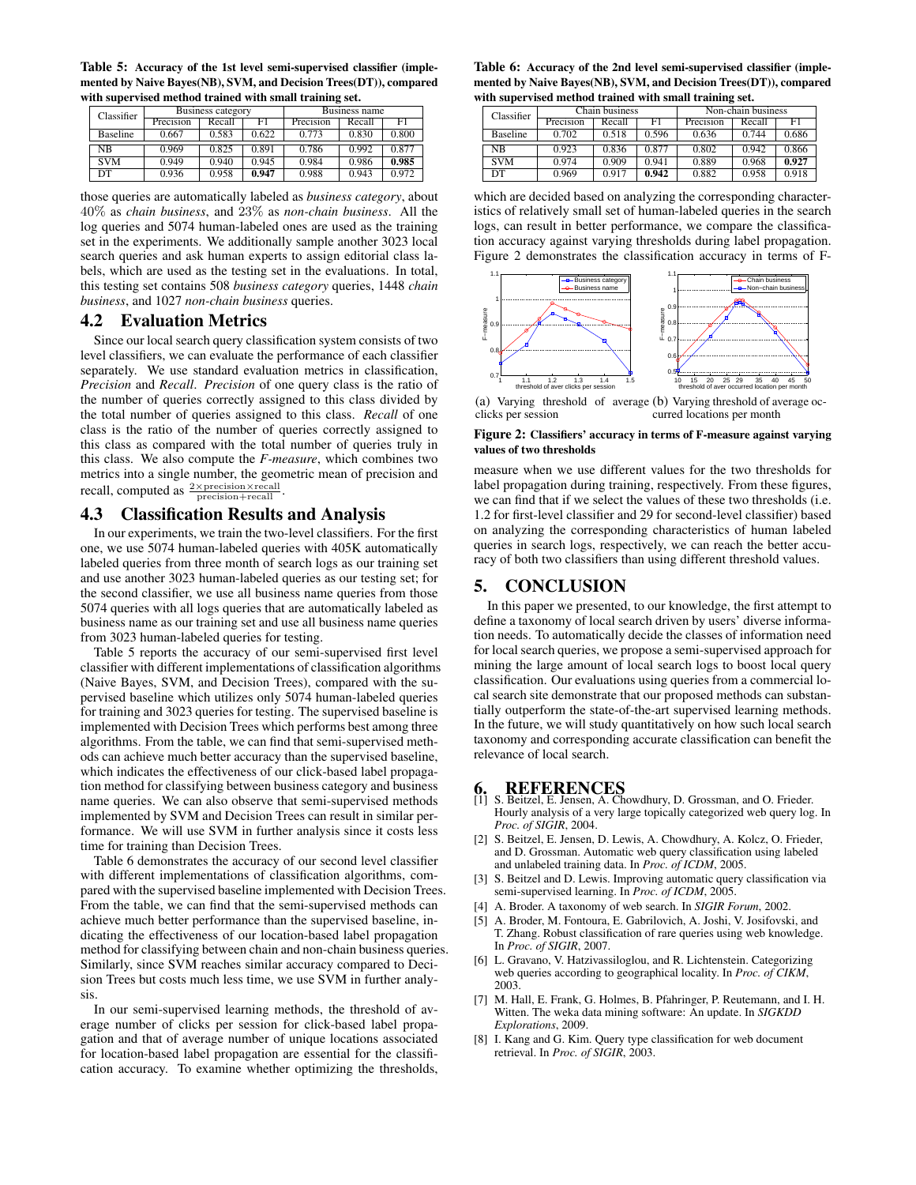**Table 5: Accuracy of the 1st level semi-supervised classifier (implemented by Naive Bayes(NB), SVM, and Decision Trees(DT)), compared with supervised method trained with small training set.**

| Classifier | Business category | | | Business name | | |
|---|---|---|---|---|---|---|
| | Precision | Recall | F1 | Precision | Recall | F1 |
| Baseline | 0.667 | 0.583 | 0.622 | 0.773 | 0.830 | 0.800 |
| NB | 0.969 | 0.825 | 0.891 | 0.786 | 0.992 | 0.877 |
| SVM | 0.949 | 0.940 | 0.945 | 0.984 | 0.986 | **0.985** |
| DT | 0.936 | 0.958 | **0.947** | 0.988 | 0.943 | 0.972 |

those queries are automatically labeled as *business category*, about 40% as *chain business*, and 23% as *non-chain business*. All the log queries and 5074 human-labeled ones are used as the training set in the experiments. We additionally sample another 3023 local search queries and ask human experts to assign editorial class labels, which are used as the testing set in the evaluations. In total, this testing set contains 508 *business category* queries, 1448 *chain business*, and 1027 *non-chain business* queries.

## 4.2 Evaluation Metrics

Since our local search query classification system consists of two level classifiers, we can evaluate the performance of each classifier separately. We use standard evaluation metrics in classification, *Precision* and *Recall*. *Precision* of one query class is the ratio of the number of queries correctly assigned to this class divided by the total number of queries assigned to this class. *Recall* of one class is the ratio of the number of queries correctly assigned to this class as compared with the total number of queries truly in this class. We also compute the *F-measure*, which combines two metrics into a single number, the geometric mean of precision and recall, computed as $\frac{2 \times \text{precision} \times \text{recall}}{\text{precision} + \text{recall}}$.

## 4.3 Classification Results and Analysis

In our experiments, we train the two-level classifiers. For the first one, we use 5074 human-labeled queries with 405K automatically labeled queries from three month of search logs as our training set and use another 3023 human-labeled queries as our testing set; for the second classifier, we use all business name queries from those 5074 queries with all logs queries that are automatically labeled as business name as our training set and use all business name queries from 3023 human-labeled queries for testing.

Table 5 reports the accuracy of our semi-supervised first level classifier with different implementations of classification algorithms (Naive Bayes, SVM, and Decision Trees), compared with the supervised baseline which utilizes only 5074 human-labeled queries for training and 3023 queries for testing. The supervised baseline is implemented with Decision Trees which performs best among three algorithms. From the table, we can find that semi-supervised methods can achieve much better accuracy than the supervised baseline, which indicates the effectiveness of our click-based label propagation method for classifying between business category and business name queries. We can also observe that semi-supervised methods implemented by SVM and Decision Trees can result in similar performance. We will use SVM in further analysis since it costs less time for training than Decision Trees.

Table 6 demonstrates the accuracy of our second level classifier with different implementations of classification algorithms, compared with the supervised baseline implemented with Decision Trees. From the table, we can find that the semi-supervised methods can achieve much better performance than the supervised baseline, indicating the effectiveness of our location-based label propagation method for classifying between chain and non-chain business queries. Similarly, since SVM reaches similar accuracy compared to Decision Trees but costs much less time, we use SVM in further analysis.

In our semi-supervised learning methods, the threshold of average number of clicks per session for click-based label propagation and that of average number of unique locations associated for location-based label propagation are essential for the classification accuracy. To examine whether optimizing the thresholds,

**Table 6: Accuracy of the 2nd level semi-supervised classifier (implemented by Naive Bayes(NB), SVM, and Decision Trees(DT)), compared with supervised method trained with small training set.**

| Classifier | Chain business | | | Non-chain business | | |
|---|---|---|---|---|---|---|
| | Precision | Recall | F1 | Precision | Recall | F1 |
| Baseline | 0.702 | 0.518 | 0.596 | 0.636 | 0.744 | 0.686 |
| NB | 0.923 | 0.836 | 0.877 | 0.802 | 0.942 | 0.866 |
| SVM | 0.974 | 0.909 | 0.941 | 0.889 | 0.968 | **0.927** |
| DT | 0.969 | 0.917 | **0.942** | 0.882 | 0.958 | 0.918 |

which are decided based on analyzing the corresponding characteristics of relatively small set of human-labeled queries in the search logs, can result in better performance, we compare the classification accuracy against varying thresholds during label propagation. Figure 2 demonstrates the classification accuracy in terms of F-

Business category
Business name
F-measure
threshold of aver clicks per session

(a) Varying threshold of average clicks per session

Chain business
Non-chain business
F-measure
threshold of aver occurred location per month

(b) Varying threshold of average occurred locations per month

**Figure 2: Classifiers' accuracy in terms of F-measure against varying values of two thresholds**

measure when we use different values for the two thresholds for label propagation during training, respectively. From these figures, we can find that if we select the values of these two thresholds (i.e. 1.2 for first-level classifier and 29 for second-level classifier) based on analyzing the corresponding characteristics of human labeled queries in search logs, respectively, we can reach the better accuracy of both two classifiers than using different threshold values.

# 5. CONCLUSION

In this paper we presented, to our knowledge, the first attempt to define a taxonomy of local search driven by users' diverse information needs. To automatically decide the classes of information need for local search queries, we propose a semi-supervised approach for mining the large amount of local search logs to boost local query classification. Our evaluations using queries from a commercial local search site demonstrate that our proposed methods can substantially outperform the state-of-the-art supervised learning methods. In the future, we will study quantitatively on how such local search taxonomy and corresponding accurate classification can benefit the relevance of local search.

# 6. REFERENCES

[1] S. Beitzel, E. Jensen, A. Chowdhury, D. Grossman, and O. Frieder. Hourly analysis of a very large topically categorized web query log. In *Proc. of SIGIR*, 2004.

[2] S. Beitzel, E. Jensen, D. Lewis, A. Chowdhury, A. Kolcz, O. Frieder, and D. Grossman. Automatic web query classification using labeled and unlabeled training data. In *Proc. of ICDM*, 2005.

[3] S. Beitzel and D. Lewis. Improving automatic query classification via semi-supervised learning. In *Proc. of ICDM*, 2005.

[4] A. Broder. A taxonomy of web search. In *SIGIR Forum*, 2002.

[5] A. Broder, M. Fontoura, E. Gabrilovich, A. Joshi, V. Josifovski, and T. Zhang. Robust classification of rare queries using web knowledge. In *Proc. of SIGIR*, 2007.

[6] L. Gravano, V. Hatzivassiloglou, and R. Lichtenstein. Categorizing web queries according to geographical locality. In *Proc. of CIKM*, 2003.

[7] M. Hall, E. Frank, G. Holmes, B. Pfahringer, P. Reutemann, and I. H. Witten. The weka data mining software: An update. In *SIGKDD Explorations*, 2009.

[8] I. Kang and G. Kim. Query type classification for web document retrieval. In *Proc. of SIGIR*, 2003.